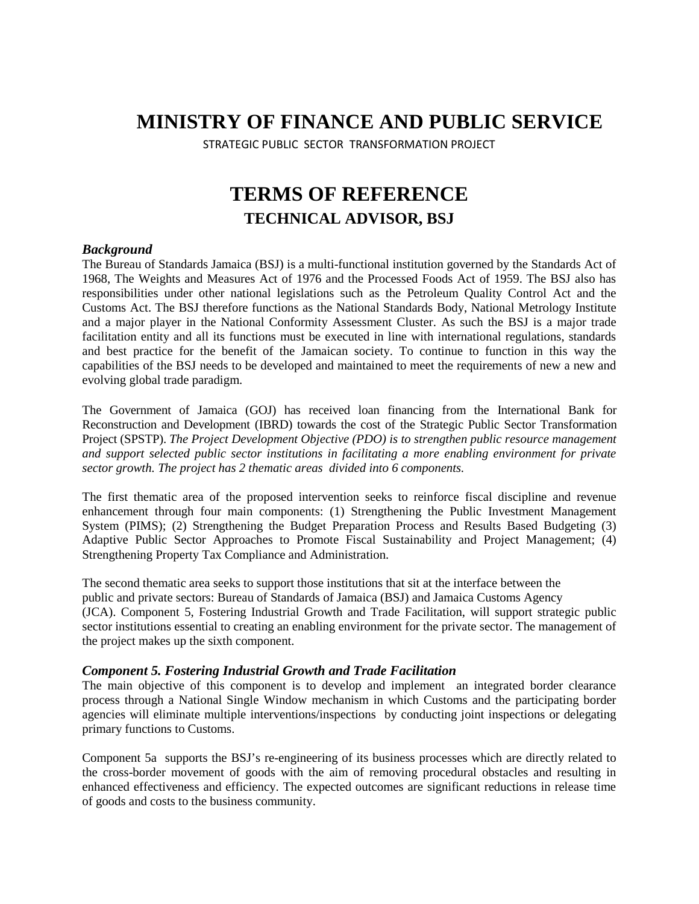# MINISTRY OF FINANCE AND PUBLIC SERVICE

STRATEGIC PUBLIC SECTOR TRANSFORMATION PROJECT

# TERMS OF REFERENCE

## TECHNICAL ADVISOR, BSJ

### *Background*

The Bureau of Standards Jamaica (BSJ) is a multi-functional institution governed by the Standards Act of 1968, The Weights and Measures Act of 1976 and the Processed Foods Act of 1959. The BSJ also has responsibilities under other national legislations such as the Petroleum Quality Control Act and the Customs Act. The BSJ therefore functions as the National Standards Body, National Metrology Institute and a major player in the National Conformity Assessment Cluster. As such the BSJ is a major trade facilitation entity and all its functions must be executed in line with international regulations, standards and best practice for the benefit of the Jamaican society. To continue to function in this way the capabilities of the BSJ needs to be developed and maintained to meet the requirements of new a new and evolving global trade paradigm.

The Government of Jamaica (GOJ) has received loan financing from the International Bank for Reconstruction and Development (IBRD) towards the cost of the Strategic Public Sector Transformation Project (SPSTP). *The Project Development Objective (PDO) is to strengthen public resource management and support selected public sector institutions in facilitating a more enabling environment for private sector growth. The project has 2 thematic areas divided into 6 components.*

The first thematic area of the proposed intervention seeks to reinforce fiscal discipline and revenue enhancement through four main components: (1) Strengthening the Public Investment Management System (PIMS); (2) Strengthening the Budget Preparation Process and Results Based Budgeting (3) Adaptive Public Sector Approaches to Promote Fiscal Sustainability and Project Management; (4) Strengthening Property Tax Compliance and Administration.

The second thematic area seeks to support those institutions that sit at the interface between the public and private sectors: Bureau of Standards of Jamaica (BSJ) and Jamaica Customs Agency (JCA). Component 5, Fostering Industrial Growth and Trade Facilitation, will support strategic public sector institutions essential to creating an enabling environment for the private sector. The management of the project makes up the sixth component.

### *Component 5. Fostering Industrial Growth and Trade Facilitation*

The main objective of this component is to develop and implement an integrated border clearance process through a National Single Window mechanism in which Customs and the participating border agencies will eliminate multiple interventions/inspections by conducting joint inspections or delegating primary functions to Customs.

Component 5a supports the BSJ's re-engineering of its business processes which are directly related to the cross-border movement of goods with the aim of removing procedural obstacles and resulting in enhanced effectiveness and efficiency. The expected outcomes are significant reductions in release time of goods and costs to the business community.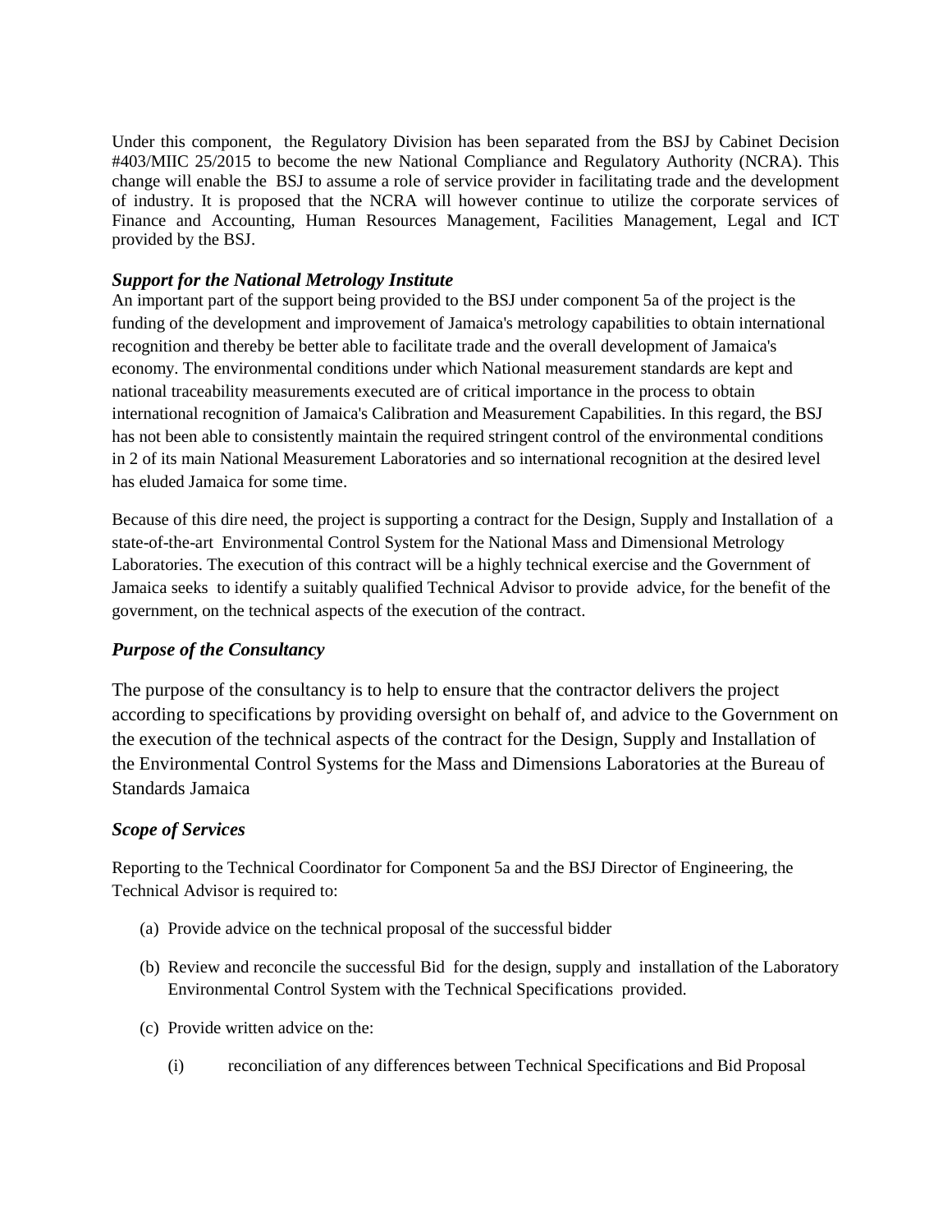Under this component, the Regulatory Division has been separated from the BSJ by Cabinet Decision #403/MIIC 25/2015 to become the new National Compliance and Regulatory Authority (NCRA). This change will enable the BSJ to assume a role of service provider in facilitating trade and the development of industry. It is proposed that the NCRA will however continue to utilize the corporate services of Finance and Accounting, Human Resources Management, Facilities Management, Legal and ICT provided by the BSJ.

### *Support for the National Metrology Institute*

An important part of the support being provided to the BSJ under component 5a of the project is the funding of the development and improvement of Jamaica's metrology capabilities to obtain international recognition and thereby be better able to facilitate trade and the overall development of Jamaica's economy. The environmental conditions under which National measurement standards are kept and national traceability measurements executed are of critical importance in the process to obtain international recognition of Jamaica's Calibration and Measurement Capabilities. In this regard, the BSJ has not been able to consistently maintain the required stringent control of the environmental conditions in 2 of its main National Measurement Laboratories and so international recognition at the desired level has eluded Jamaica for some time.

Because of this dire need, the project is supporting a contract for the Design, Supply and Installation of a state-of-the-art Environmental Control System for the National Mass and Dimensional Metrology Laboratories. The execution of this contract will be a highly technical exercise and the Government of Jamaica seeks to identify a suitably qualified Technical Advisor to provide advice, for the benefit of the government, on the technical aspects of the execution of the contract.

### *Purpose of the Consultancy*

The purpose of the consultancy is to help to ensure that the contractor delivers the project according to specifications by providing oversight on behalf of, and advice to the Government on the execution of the technical aspects of the contract for the Design, Supply and Installation of the Environmental Control Systems for the Mass and Dimensions Laboratories at the Bureau of Standards Jamaica

### *Scope of Services*

Reporting to the Technical Coordinator for Component 5a and the BSJ Director of Engineering, the Technical Advisor is required to:

(a) Provide advice on the technical proposal of the successful bidder

(b) Review and reconcile the successful Bid for the design, supply and installation of the Laboratory Environmental Control System with the Technical Specifications provided.

(c) Provide written advice on the:

    (i) reconciliation of any differences between Technical Specifications and Bid Proposal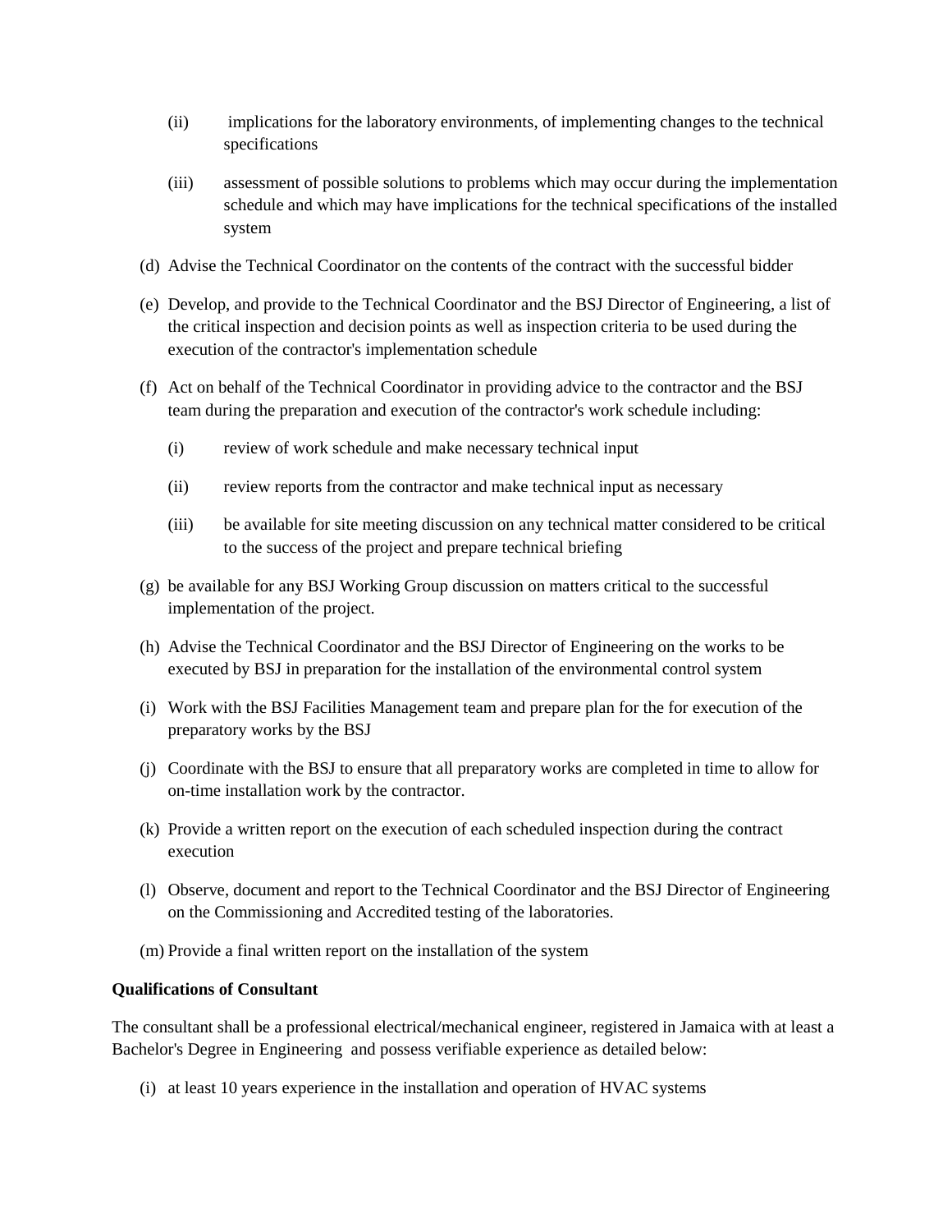(ii) implications for the laboratory environments, of implementing changes to the technical specifications

(iii) assessment of possible solutions to problems which may occur during the implementation schedule and which may have implications for the technical specifications of the installed system

(d) Advise the Technical Coordinator on the contents of the contract with the successful bidder

(e) Develop, and provide to the Technical Coordinator and the BSJ Director of Engineering, a list of the critical inspection and decision points as well as inspection criteria to be used during the execution of the contractor's implementation schedule

(f) Act on behalf of the Technical Coordinator in providing advice to the contractor and the BSJ team during the preparation and execution of the contractor's work schedule including:

  (i) review of work schedule and make necessary technical input

  (ii) review reports from the contractor and make technical input as necessary

  (iii) be available for site meeting discussion on any technical matter considered to be critical to the success of the project and prepare technical briefing

(g) be available for any BSJ Working Group discussion on matters critical to the successful implementation of the project.

(h) Advise the Technical Coordinator and the BSJ Director of Engineering on the works to be executed by BSJ in preparation for the installation of the environmental control system

(i) Work with the BSJ Facilities Management team and prepare plan for the for execution of the preparatory works by the BSJ

(j) Coordinate with the BSJ to ensure that all preparatory works are completed in time to allow for on-time installation work by the contractor.

(k) Provide a written report on the execution of each scheduled inspection during the contract execution

(l) Observe, document and report to the Technical Coordinator and the BSJ Director of Engineering on the Commissioning and Accredited testing of the laboratories.

(m) Provide a final written report on the installation of the system

**Qualifications of Consultant**

The consultant shall be a professional electrical/mechanical engineer, registered in Jamaica with at least a Bachelor's Degree in Engineering and possess verifiable experience as detailed below:

(i) at least 10 years experience in the installation and operation of HVAC systems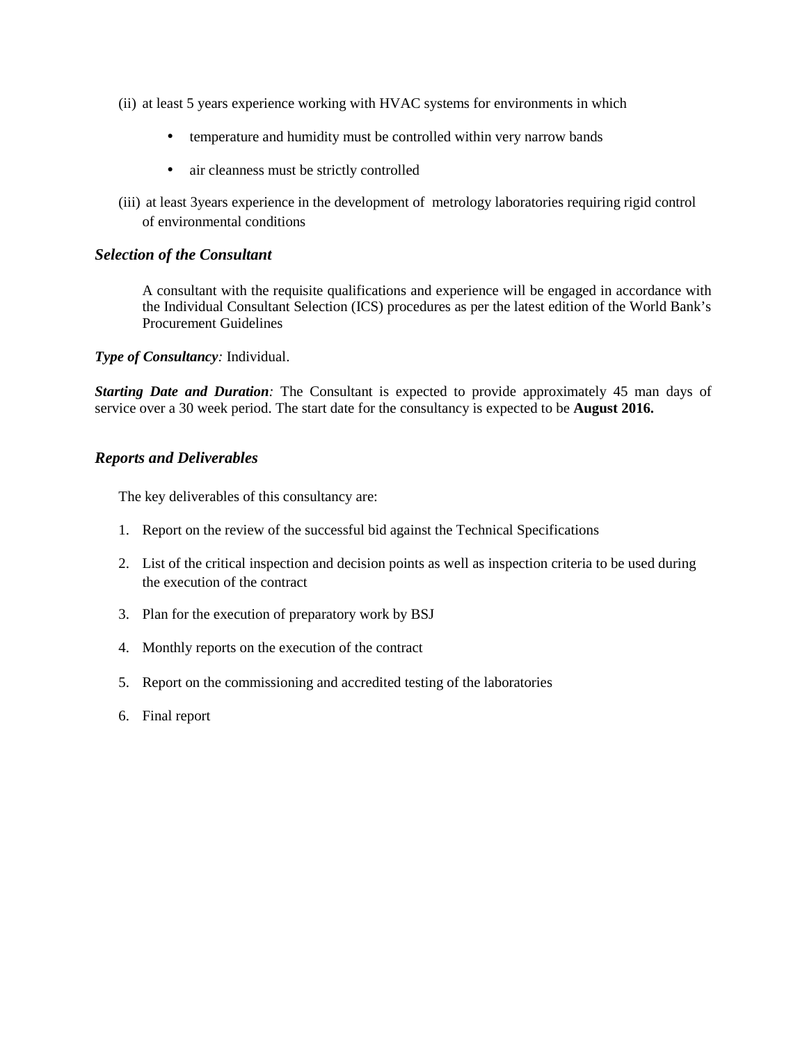(ii) at least 5 years experience working with HVAC systems for environments in which

- temperature and humidity must be controlled within very narrow bands
- air cleanness must be strictly controlled

(iii) at least 3years experience in the development of metrology laboratories requiring rigid control of environmental conditions

### *Selection of the Consultant*

A consultant with the requisite qualifications and experience will be engaged in accordance with the Individual Consultant Selection (ICS) procedures as per the latest edition of the World Bank's Procurement Guidelines

***Type of Consultancy:*** Individual.

***Starting Date and Duration:*** The Consultant is expected to provide approximately 45 man days of service over a 30 week period. The start date for the consultancy is expected to be **August 2016.**

### *Reports and Deliverables*

The key deliverables of this consultancy are:

1. Report on the review of the successful bid against the Technical Specifications
2. List of the critical inspection and decision points as well as inspection criteria to be used during the execution of the contract
3. Plan for the execution of preparatory work by BSJ
4. Monthly reports on the execution of the contract
5. Report on the commissioning and accredited testing of the laboratories
6. Final report